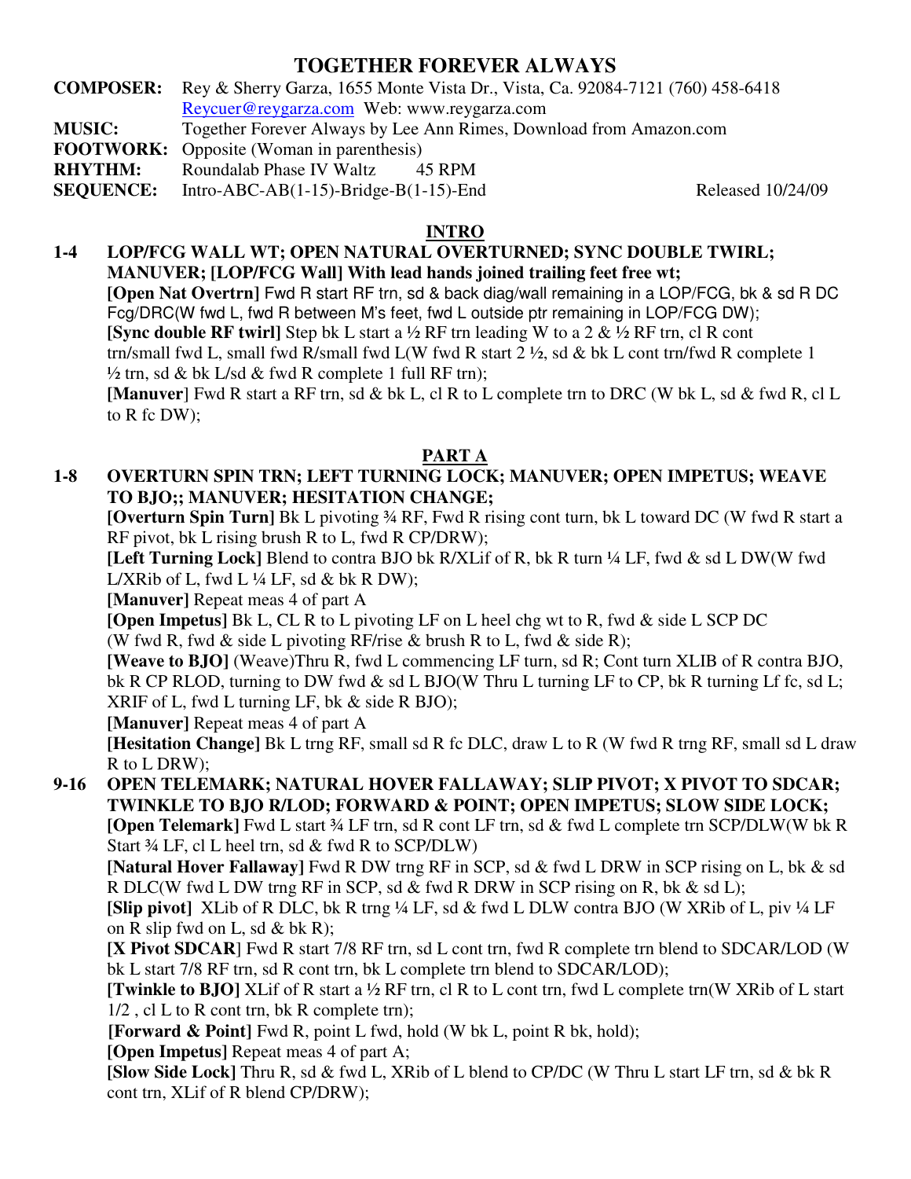# TOGETHER FOREVER ALWAYS

**COMPOSER:** Rey & Sherry Garza, 1655 Monte Vista Dr., Vista, Ca. 92084-7121 (760) 458-6418
Reycuer@reygarza.com Web: www.reygarza.com

**MUSIC:** Together Forever Always by Lee Ann Rimes, Download from Amazon.com

**FOOTWORK:** Opposite (Woman in parenthesis)

**RHYTHM:** Roundalab Phase IV Waltz 45 RPM

**SEQUENCE:** Intro-ABC-AB(1-15)-Bridge-B(1-15)-End Released 10/24/09

## INTRO

**1-4 LOP/FCG WALL WT; OPEN NATURAL OVERTURNED; SYNC DOUBLE TWIRL; MANUVER; [LOP/FCG Wall] With lead hands joined trailing feet free wt;**

**[Open Nat Overtrn]** Fwd R start RF trn, sd & back diag/wall remaining in a LOP/FCG, bk & sd R DC Fcg/DRC(W fwd L, fwd R between M's feet, fwd L outside ptr remaining in LOP/FCG DW);

**[Sync double RF twirl]** Step bk L start a ½ RF trn leading W to a 2 & ½ RF trn, cl R cont trn/small fwd L, small fwd R/small fwd L(W fwd R start 2 ½, sd & bk L cont trn/fwd R complete 1 ½ trn, sd & bk L/sd & fwd R complete 1 full RF trn);

**[Manuver]** Fwd R start a RF trn, sd & bk L, cl R to L complete trn to DRC (W bk L, sd & fwd R, cl L to R fc DW);

## PART A

**1-8 OVERTURN SPIN TRN; LEFT TURNING LOCK; MANUVER; OPEN IMPETUS; WEAVE TO BJO;; MANUVER; HESITATION CHANGE;**

**[Overturn Spin Turn]** Bk L pivoting ¾ RF, Fwd R rising cont turn, bk L toward DC (W fwd R start a RF pivot, bk L rising brush R to L, fwd R CP/DRW);

**[Left Turning Lock]** Blend to contra BJO bk R/XLif of R, bk R turn ¼ LF, fwd & sd L DW(W fwd L/XRib of L, fwd L ¼ LF, sd & bk R DW);

**[Manuver]** Repeat meas 4 of part A

**[Open Impetus]** Bk L, CL R to L pivoting LF on L heel chg wt to R, fwd & side L SCP DC (W fwd R, fwd & side L pivoting RF/rise & brush R to L, fwd & side R);

**[Weave to BJO]** (Weave)Thru R, fwd L commencing LF turn, sd R; Cont turn XLIB of R contra BJO, bk R CP RLOD, turning to DW fwd & sd L BJO(W Thru L turning LF to CP, bk R turning Lf fc, sd L; XRIF of L, fwd L turning LF, bk & side R BJO);

**[Manuver]** Repeat meas 4 of part A

**[Hesitation Change]** Bk L trng RF, small sd R fc DLC, draw L to R (W fwd R trng RF, small sd L draw R to L DRW);

**9-16 OPEN TELEMARK; NATURAL HOVER FALLAWAY; SLIP PIVOT; X PIVOT TO SDCAR; TWINKLE TO BJO R/LOD; FORWARD & POINT; OPEN IMPETUS; SLOW SIDE LOCK;**

**[Open Telemark]** Fwd L start ¾ LF trn, sd R cont LF trn, sd & fwd L complete trn SCP/DLW(W bk R Start ¾ LF, cl L heel trn, sd & fwd R to SCP/DLW)

**[Natural Hover Fallaway]** Fwd R DW trng RF in SCP, sd & fwd L DRW in SCP rising on L, bk & sd R DLC(W fwd L DW trng RF in SCP, sd & fwd R DRW in SCP rising on R, bk & sd L);

**[Slip pivot]** XLib of R DLC, bk R trng ¼ LF, sd & fwd L DLW contra BJO (W XRib of L, piv ¼ LF on R slip fwd on L, sd & bk R);

**[X Pivot SDCAR]** Fwd R start 7/8 RF trn, sd L cont trn, fwd R complete trn blend to SDCAR/LOD (W bk L start 7/8 RF trn, sd R cont trn, bk L complete trn blend to SDCAR/LOD);

**[Twinkle to BJO]** XLif of R start a ½ RF trn, cl R to L cont trn, fwd L complete trn(W XRib of L start 1/2 , cl L to R cont trn, bk R complete trn);

**[Forward & Point]** Fwd R, point L fwd, hold (W bk L, point R bk, hold);

**[Open Impetus]** Repeat meas 4 of part A;

**[Slow Side Lock]** Thru R, sd & fwd L, XRib of L blend to CP/DC (W Thru L start LF trn, sd & bk R cont trn, XLif of R blend CP/DRW);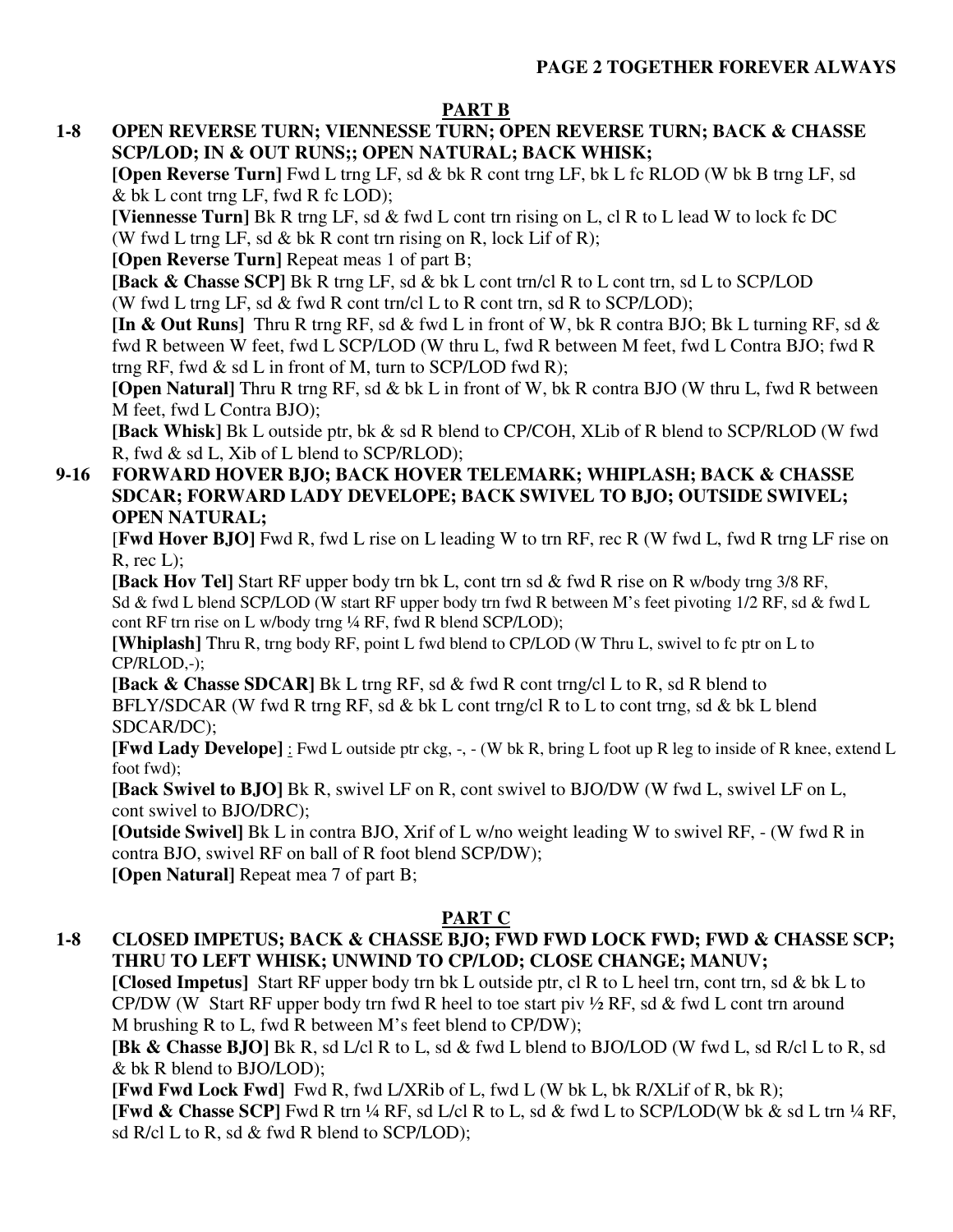## PART B

**1-8 OPEN REVERSE TURN; VIENNESSE TURN; OPEN REVERSE TURN; BACK & CHASSE SCP/LOD; IN & OUT RUNS;; OPEN NATURAL; BACK WHISK;**

**[Open Reverse Turn]** Fwd L trng LF, sd & bk R cont trng LF, bk L fc RLOD (W bk B trng LF, sd & bk L cont trng LF, fwd R fc LOD);

**[Viennesse Turn]** Bk R trng LF, sd & fwd L cont trn rising on L, cl R to L lead W to lock fc DC (W fwd L trng LF, sd & bk R cont trn rising on R, lock Lif of R);

**[Open Reverse Turn]** Repeat meas 1 of part B;

**[Back & Chasse SCP]** Bk R trng LF, sd & bk L cont trn/cl R to L cont trn, sd L to SCP/LOD (W fwd L trng LF, sd & fwd R cont trn/cl L to R cont trn, sd R to SCP/LOD);

**[In & Out Runs]** Thru R trng RF, sd & fwd L in front of W, bk R contra BJO; Bk L turning RF, sd & fwd R between W feet, fwd L SCP/LOD (W thru L, fwd R between M feet, fwd L Contra BJO; fwd R trng RF, fwd & sd L in front of M, turn to SCP/LOD fwd R);

**[Open Natural]** Thru R trng RF, sd & bk L in front of W, bk R contra BJO (W thru L, fwd R between M feet, fwd L Contra BJO);

**[Back Whisk]** Bk L outside ptr, bk & sd R blend to CP/COH, XLib of R blend to SCP/RLOD (W fwd R, fwd & sd L, Xib of L blend to SCP/RLOD);

**9-16 FORWARD HOVER BJO; BACK HOVER TELEMARK; WHIPLASH; BACK & CHASSE SDCAR; FORWARD LADY DEVELOPE; BACK SWIVEL TO BJO; OUTSIDE SWIVEL; OPEN NATURAL;**

[**Fwd Hover BJO]** Fwd R, fwd L rise on L leading W to trn RF, rec R (W fwd L, fwd R trng LF rise on R, rec L);

**[Back Hov Tel]** Start RF upper body trn bk L, cont trn sd & fwd R rise on R w/body trng 3/8 RF, Sd & fwd L blend SCP/LOD (W start RF upper body trn fwd R between M's feet pivoting 1/2 RF, sd & fwd L cont RF trn rise on L w/body trng ¼ RF, fwd R blend SCP/LOD);

**[Whiplash]** Thru R, trng body RF, point L fwd blend to CP/LOD (W Thru L, swivel to fc ptr on L to CP/RLOD,-);

**[Back & Chasse SDCAR]** Bk L trng RF, sd & fwd R cont trng/cl L to R, sd R blend to BFLY/SDCAR (W fwd R trng RF, sd & bk L cont trng/cl R to L to cont trng, sd & bk L blend SDCAR/DC);

**[Fwd Lady Develope]** : Fwd L outside ptr ckg, -, - (W bk R, bring L foot up R leg to inside of R knee, extend L foot fwd);

**[Back Swivel to BJO]** Bk R, swivel LF on R, cont swivel to BJO/DW (W fwd L, swivel LF on L, cont swivel to BJO/DRC);

**[Outside Swivel]** Bk L in contra BJO, Xrif of L w/no weight leading W to swivel RF, - (W fwd R in contra BJO, swivel RF on ball of R foot blend SCP/DW);

**[Open Natural]** Repeat mea 7 of part B;

## PART C

**1-8 CLOSED IMPETUS; BACK & CHASSE BJO; FWD FWD LOCK FWD; FWD & CHASSE SCP; THRU TO LEFT WHISK; UNWIND TO CP/LOD; CLOSE CHANGE; MANUV;**

**[Closed Impetus]** Start RF upper body trn bk L outside ptr, cl R to L heel trn, cont trn, sd & bk L to CP/DW (W Start RF upper body trn fwd R heel to toe start piv ½ RF, sd & fwd L cont trn around M brushing R to L, fwd R between M's feet blend to CP/DW);

**[Bk & Chasse BJO]** Bk R, sd L/cl R to L, sd & fwd L blend to BJO/LOD (W fwd L, sd R/cl L to R, sd & bk R blend to BJO/LOD);

**[Fwd Fwd Lock Fwd]** Fwd R, fwd L/XRib of L, fwd L (W bk L, bk R/XLif of R, bk R);

**[Fwd & Chasse SCP]** Fwd R trn ¼ RF, sd L/cl R to L, sd & fwd L to SCP/LOD(W bk & sd L trn ¼ RF, sd R/cl L to R, sd & fwd R blend to SCP/LOD);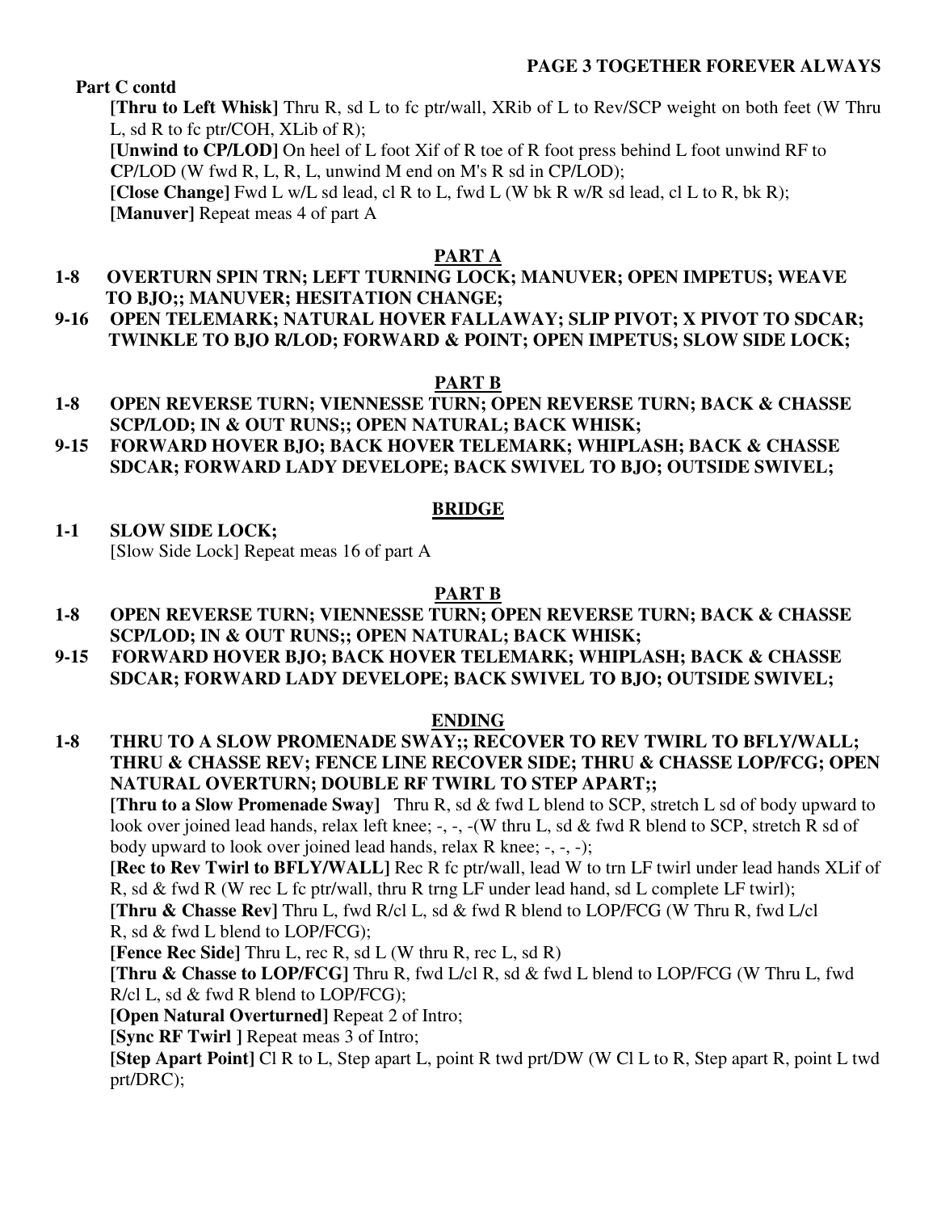**Part C contd**

**[Thru to Left Whisk]** Thru R, sd L to fc ptr/wall, XRib of L to Rev/SCP weight on both feet (W Thru L, sd R to fc ptr/COH, XLib of R);

**[Unwind to CP/LOD]** On heel of L foot Xif of R toe of R foot press behind L foot unwind RF to CP/LOD (W fwd R, L, R, L, unwind M end on M's R sd in CP/LOD);

**[Close Change]** Fwd L w/L sd lead, cl R to L, fwd L (W bk R w/R sd lead, cl L to R, bk R);

**[Manuver]** Repeat meas 4 of part A

## PART A

**1-8 OVERTURN SPIN TRN; LEFT TURNING LOCK; MANUVER; OPEN IMPETUS; WEAVE TO BJO;; MANUVER; HESITATION CHANGE;**

**9-16 OPEN TELEMARK; NATURAL HOVER FALLAWAY; SLIP PIVOT; X PIVOT TO SDCAR; TWINKLE TO BJO R/LOD; FORWARD & POINT; OPEN IMPETUS; SLOW SIDE LOCK;**

## PART B

**1-8 OPEN REVERSE TURN; VIENNESSE TURN; OPEN REVERSE TURN; BACK & CHASSE SCP/LOD; IN & OUT RUNS;; OPEN NATURAL; BACK WHISK;**

**9-15 FORWARD HOVER BJO; BACK HOVER TELEMARK; WHIPLASH; BACK & CHASSE SDCAR; FORWARD LADY DEVELOPE; BACK SWIVEL TO BJO; OUTSIDE SWIVEL;**

## BRIDGE

**1-1 SLOW SIDE LOCK;**

[Slow Side Lock] Repeat meas 16 of part A

## PART B

**1-8 OPEN REVERSE TURN; VIENNESSE TURN; OPEN REVERSE TURN; BACK & CHASSE SCP/LOD; IN & OUT RUNS;; OPEN NATURAL; BACK WHISK;**

**9-15 FORWARD HOVER BJO; BACK HOVER TELEMARK; WHIPLASH; BACK & CHASSE SDCAR; FORWARD LADY DEVELOPE; BACK SWIVEL TO BJO; OUTSIDE SWIVEL;**

## ENDING

**1-8 THRU TO A SLOW PROMENADE SWAY;; RECOVER TO REV TWIRL TO BFLY/WALL; THRU & CHASSE REV; FENCE LINE RECOVER SIDE; THRU & CHASSE LOP/FCG; OPEN NATURAL OVERTURN; DOUBLE RF TWIRL TO STEP APART;;**

**[Thru to a Slow Promenade Sway]** Thru R, sd & fwd L blend to SCP, stretch L sd of body upward to look over joined lead hands, relax left knee; -, -, -(W thru L, sd & fwd R blend to SCP, stretch R sd of body upward to look over joined lead hands, relax R knee; -, -, -);

**[Rec to Rev Twirl to BFLY/WALL]** Rec R fc ptr/wall, lead W to trn LF twirl under lead hands XLif of R, sd & fwd R (W rec L fc ptr/wall, thru R trng LF under lead hand, sd L complete LF twirl);

**[Thru & Chasse Rev]** Thru L, fwd R/cl L, sd & fwd R blend to LOP/FCG (W Thru R, fwd L/cl R, sd & fwd L blend to LOP/FCG);

**[Fence Rec Side]** Thru L, rec R, sd L (W thru R, rec L, sd R)

**[Thru & Chasse to LOP/FCG]** Thru R, fwd L/cl R, sd & fwd L blend to LOP/FCG (W Thru L, fwd R/cl L, sd & fwd R blend to LOP/FCG);

**[Open Natural Overturned]** Repeat 2 of Intro;

**[Sync RF Twirl ]** Repeat meas 3 of Intro;

**[Step Apart Point]** Cl R to L, Step apart L, point R twd prt/DW (W Cl L to R, Step apart R, point L twd prt/DRC);